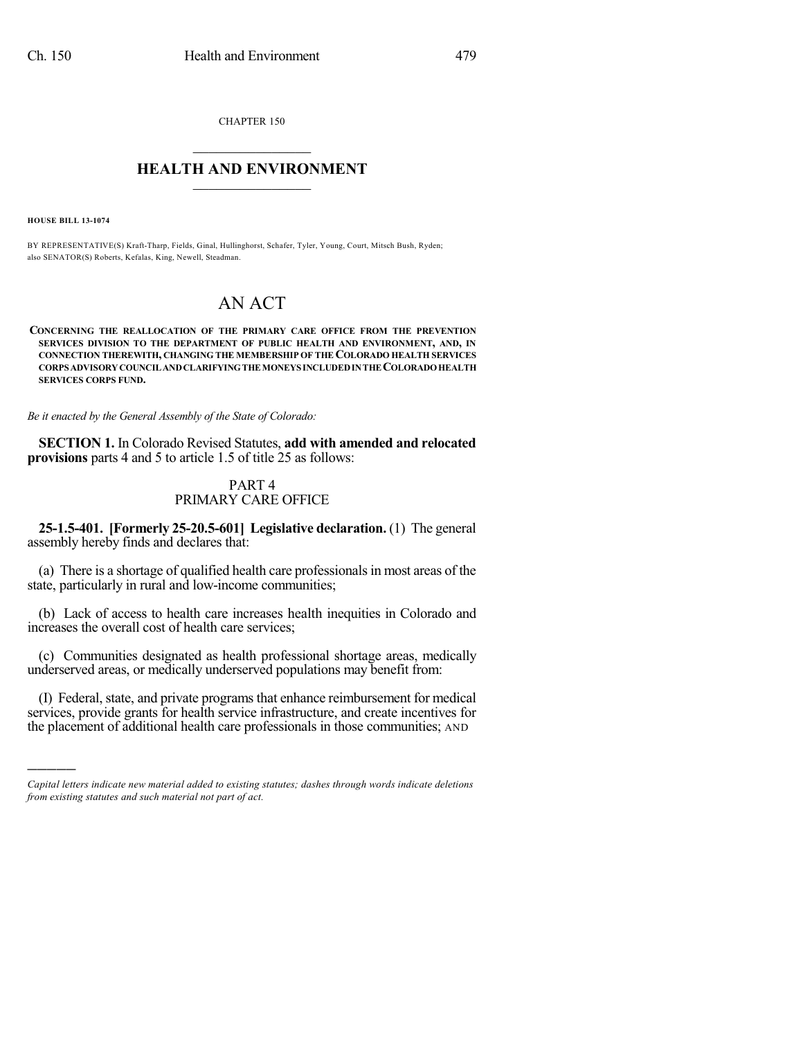CHAPTER 150

# HEALTH AND ENVIRONMENT

**HOUSE BILL 13-1074**

BY REPRESENTATIVE(S) Kraft-Tharp, Fields, Ginal, Hullinghorst, Schafer, Tyler, Young, Court, Mitsch Bush, Ryden; also SENATOR(S) Roberts, Kefalas, King, Newell, Steadman.

# AN ACT

**CONCERNING THE REALLOCATION OF THE PRIMARY CARE OFFICE FROM THE PREVENTION SERVICES DIVISION TO THE DEPARTMENT OF PUBLIC HEALTH AND ENVIRONMENT, AND, IN CONNECTION THEREWITH, CHANGING THE MEMBERSHIP OF THE COLORADO HEALTH SERVICES CORPS ADVISORY COUNCIL AND CLARIFYING THE MONEYS INCLUDED IN THE COLORADO HEALTH SERVICES CORPS FUND.**

*Be it enacted by the General Assembly of the State of Colorado:*

**SECTION 1.** In Colorado Revised Statutes, **add with amended and relocated provisions** parts 4 and 5 to article 1.5 of title 25 as follows:

PART 4
PRIMARY CARE OFFICE

**25-1.5-401. [Formerly 25-20.5-601] Legislative declaration.** (1) The general assembly hereby finds and declares that:

(a) There is a shortage of qualified health care professionals in most areas of the state, particularly in rural and low-income communities;

(b) Lack of access to health care increases health inequities in Colorado and increases the overall cost of health care services;

(c) Communities designated as health professional shortage areas, medically underserved areas, or medically underserved populations may benefit from:

(I) Federal, state, and private programs that enhance reimbursement for medical services, provide grants for health service infrastructure, and create incentives for the placement of additional health care professionals in those communities; AND

---

*Capital letters indicate new material added to existing statutes; dashes through words indicate deletions from existing statutes and such material not part of act.*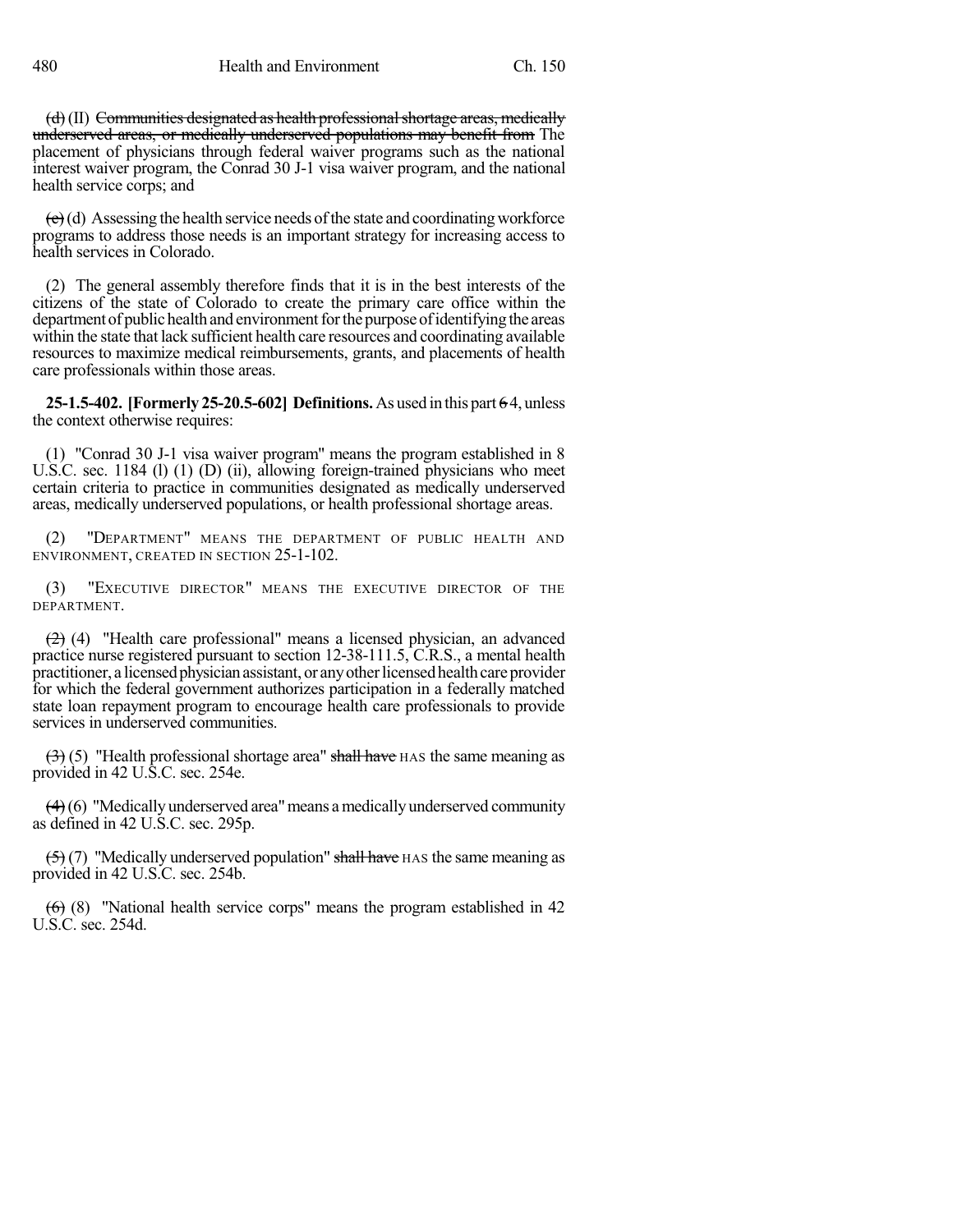(d) (II) ~~Communities designated as health professional shortage areas, medically underserved areas, or medically underserved populations may benefit from~~ The placement of physicians through federal waiver programs such as the national interest waiver program, the Conrad 30 J-1 visa waiver program, and the national health service corps; and

~~(e)~~ (d) Assessing the health service needs of the state and coordinating workforce programs to address those needs is an important strategy for increasing access to health services in Colorado.

(2) The general assembly therefore finds that it is in the best interests of the citizens of the state of Colorado to create the primary care office within the department of public health and environment for the purpose of identifying the areas within the state that lack sufficient health care resources and coordinating available resources to maximize medical reimbursements, grants, and placements of health care professionals within those areas.

**25-1.5-402. [Formerly 25-20.5-602] Definitions.** As used in this part ~~6~~ 4, unless the context otherwise requires:

(1) "Conrad 30 J-1 visa waiver program" means the program established in 8 U.S.C. sec. 1184 (l) (1) (D) (ii), allowing foreign-trained physicians who meet certain criteria to practice in communities designated as medically underserved areas, medically underserved populations, or health professional shortage areas.

(2) "DEPARTMENT" MEANS THE DEPARTMENT OF PUBLIC HEALTH AND ENVIRONMENT, CREATED IN SECTION 25-1-102.

(3) "EXECUTIVE DIRECTOR" MEANS THE EXECUTIVE DIRECTOR OF THE DEPARTMENT.

~~(2)~~ (4) "Health care professional" means a licensed physician, an advanced practice nurse registered pursuant to section 12-38-111.5, C.R.S., a mental health practitioner, a licensed physician assistant, or any other licensed health care provider for which the federal government authorizes participation in a federally matched state loan repayment program to encourage health care professionals to provide services in underserved communities.

~~(3)~~ (5) "Health professional shortage area" ~~shall have~~ HAS the same meaning as provided in 42 U.S.C. sec. 254e.

~~(4)~~ (6) "Medically underserved area" means a medically underserved community as defined in 42 U.S.C. sec. 295p.

~~(5)~~ (7) "Medically underserved population" ~~shall have~~ HAS the same meaning as provided in 42 U.S.C. sec. 254b.

~~(6)~~ (8) "National health service corps" means the program established in 42 U.S.C. sec. 254d.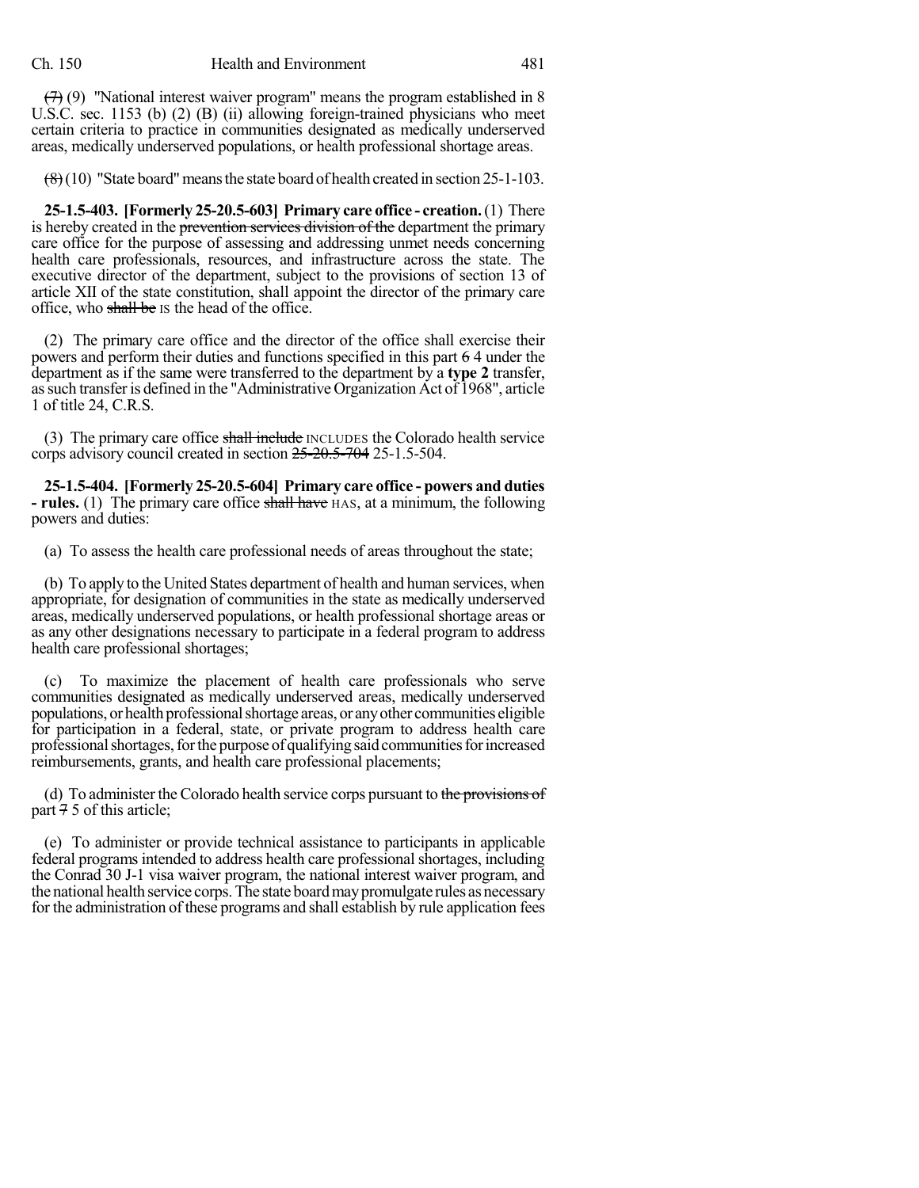~~(7)~~ (9) "National interest waiver program" means the program established in 8 U.S.C. sec. 1153 (b) (2) (B) (ii) allowing foreign-trained physicians who meet certain criteria to practice in communities designated as medically underserved areas, medically underserved populations, or health professional shortage areas.

~~(8)~~ (10) "State board" means the state board of health created in section 25-1-103.

**25-1.5-403. [Formerly 25-20.5-603] Primary care office - creation.** (1) There is hereby created in the ~~prevention services division of the~~ department the primary care office for the purpose of assessing and addressing unmet needs concerning health care professionals, resources, and infrastructure across the state. The executive director of the department, subject to the provisions of section 13 of article XII of the state constitution, shall appoint the director of the primary care office, who ~~shall be~~ IS the head of the office.

(2) The primary care office and the director of the office shall exercise their powers and perform their duties and functions specified in this part ~~6~~ 4 under the department as if the same were transferred to the department by a **type 2** transfer, as such transfer is defined in the "Administrative Organization Act of 1968", article 1 of title 24, C.R.S.

(3) The primary care office ~~shall include~~ INCLUDES the Colorado health service corps advisory council created in section ~~25-20.5-704~~ 25-1.5-504.

**25-1.5-404. [Formerly 25-20.5-604] Primary care office - powers and duties - rules.** (1) The primary care office ~~shall have~~ HAS, at a minimum, the following powers and duties:

(a) To assess the health care professional needs of areas throughout the state;

(b) To apply to the United States department of health and human services, when appropriate, for designation of communities in the state as medically underserved areas, medically underserved populations, or health professional shortage areas or as any other designations necessary to participate in a federal program to address health care professional shortages;

(c) To maximize the placement of health care professionals who serve communities designated as medically underserved areas, medically underserved populations, or health professional shortage areas, or any other communities eligible for participation in a federal, state, or private program to address health care professional shortages, for the purpose of qualifying said communities for increased reimbursements, grants, and health care professional placements;

(d) To administer the Colorado health service corps pursuant to ~~the provisions of~~ part ~~7~~ 5 of this article;

(e) To administer or provide technical assistance to participants in applicable federal programs intended to address health care professional shortages, including the Conrad 30 J-1 visa waiver program, the national interest waiver program, and the national health service corps. The state board may promulgate rules as necessary for the administration of these programs and shall establish by rule application fees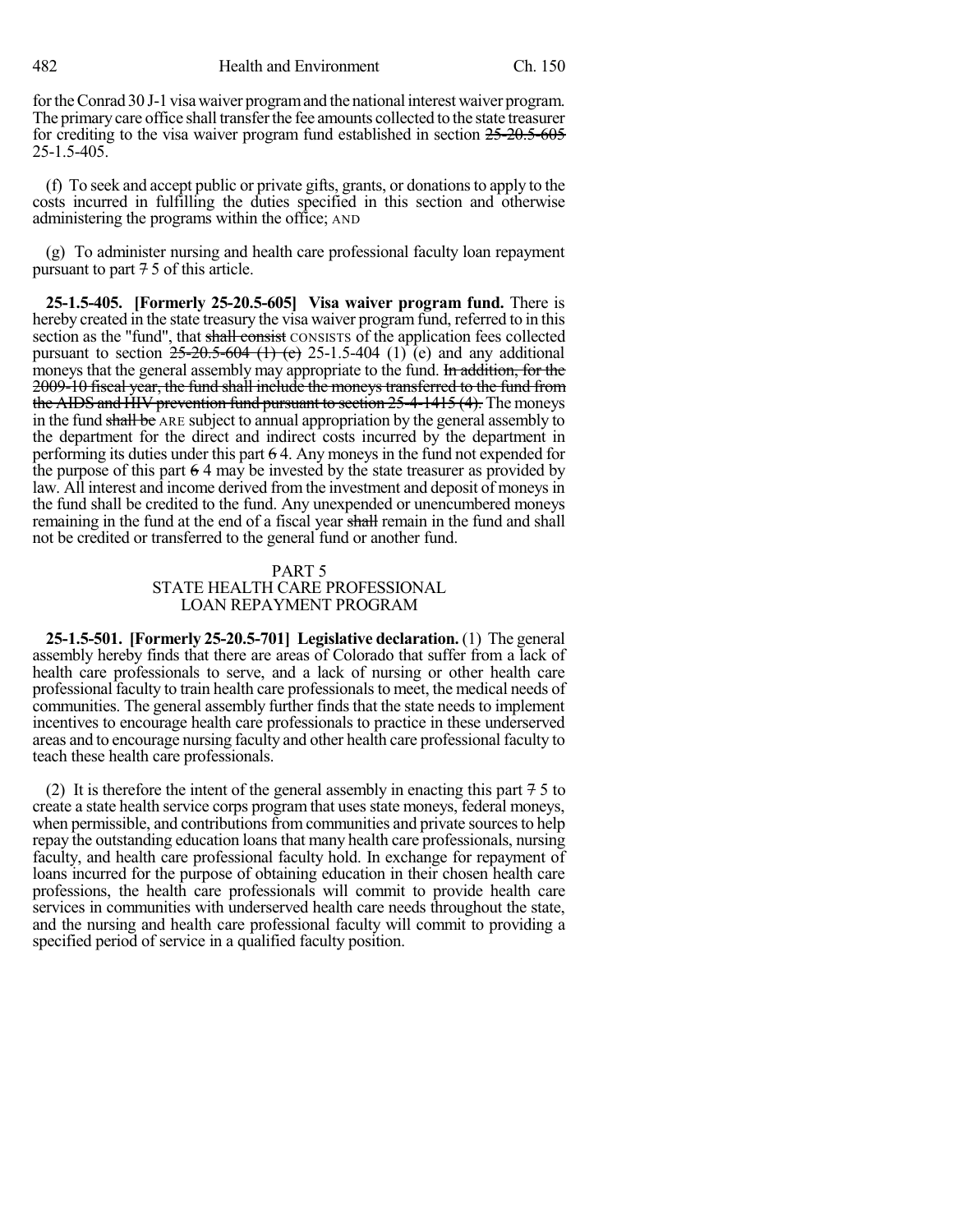for the Conrad 30 J-1 visa waiver program and the national interest waiver program. The primary care office shall transfer the fee amounts collected to the state treasurer for crediting to the visa waiver program fund established in section ~~25-20.5-605~~ 25-1.5-405.

(f) To seek and accept public or private gifts, grants, or donations to apply to the costs incurred in fulfilling the duties specified in this section and otherwise administering the programs within the office; AND

(g) To administer nursing and health care professional faculty loan repayment pursuant to part ~~7~~ 5 of this article.

**25-1.5-405. [Formerly 25-20.5-605] Visa waiver program fund.** There is hereby created in the state treasury the visa waiver program fund, referred to in this section as the "fund", that ~~shall consist~~ CONSISTS of the application fees collected pursuant to section ~~25-20.5-604 (1) (e)~~ 25-1.5-404 (1) (e) and any additional moneys that the general assembly may appropriate to the fund. ~~In addition, for the 2009-10 fiscal year, the fund shall include the moneys transferred to the fund from the AIDS and HIV prevention fund pursuant to section 25-4-1415 (4).~~ The moneys in the fund ~~shall be~~ ARE subject to annual appropriation by the general assembly to the department for the direct and indirect costs incurred by the department in performing its duties under this part ~~6~~ 4. Any moneys in the fund not expended for the purpose of this part ~~6~~ 4 may be invested by the state treasurer as provided by law. All interest and income derived from the investment and deposit of moneys in the fund shall be credited to the fund. Any unexpended or unencumbered moneys remaining in the fund at the end of a fiscal year ~~shall~~ remain in the fund and shall not be credited or transferred to the general fund or another fund.

PART 5
STATE HEALTH CARE PROFESSIONAL
LOAN REPAYMENT PROGRAM

**25-1.5-501. [Formerly 25-20.5-701] Legislative declaration.** (1) The general assembly hereby finds that there are areas of Colorado that suffer from a lack of health care professionals to serve, and a lack of nursing or other health care professional faculty to train health care professionals to meet, the medical needs of communities. The general assembly further finds that the state needs to implement incentives to encourage health care professionals to practice in these underserved areas and to encourage nursing faculty and other health care professional faculty to teach these health care professionals.

(2) It is therefore the intent of the general assembly in enacting this part ~~7~~ 5 to create a state health service corps program that uses state moneys, federal moneys, when permissible, and contributions from communities and private sources to help repay the outstanding education loans that many health care professionals, nursing faculty, and health care professional faculty hold. In exchange for repayment of loans incurred for the purpose of obtaining education in their chosen health care professions, the health care professionals will commit to provide health care services in communities with underserved health care needs throughout the state, and the nursing and health care professional faculty will commit to providing a specified period of service in a qualified faculty position.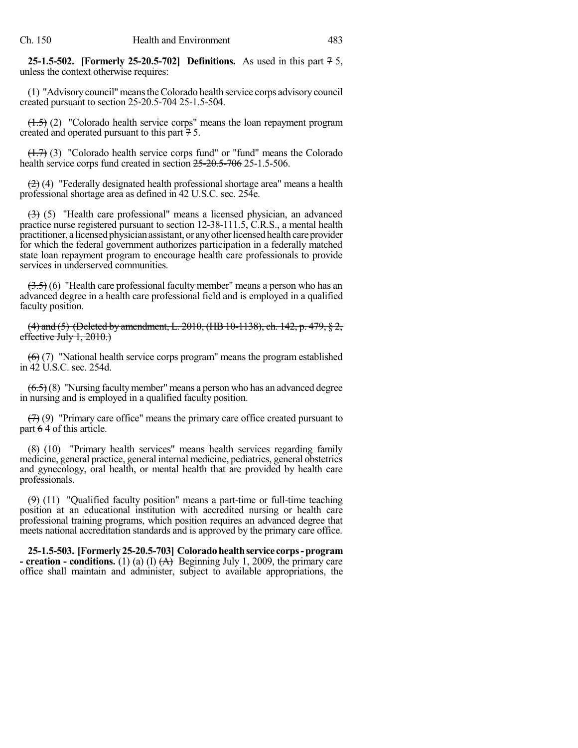**25-1.5-502. [Formerly 25-20.5-702] Definitions.** As used in this part 7 5, unless the context otherwise requires:

(1) "Advisory council" means the Colorado health service corps advisory council created pursuant to section 25-20.5-704 25-1.5-504.

(1.5) (2) "Colorado health service corps" means the loan repayment program created and operated pursuant to this part 7 5.

(1.7) (3) "Colorado health service corps fund" or "fund" means the Colorado health service corps fund created in section 25-20.5-706 25-1.5-506.

(2) (4) "Federally designated health professional shortage area" means a health professional shortage area as defined in 42 U.S.C. sec. 254e.

(3) (5) "Health care professional" means a licensed physician, an advanced practice nurse registered pursuant to section 12-38-111.5, C.R.S., a mental health practitioner, a licensed physician assistant, or any other licensed health care provider for which the federal government authorizes participation in a federally matched state loan repayment program to encourage health care professionals to provide services in underserved communities.

(3.5) (6) "Health care professional faculty member" means a person who has an advanced degree in a health care professional field and is employed in a qualified faculty position.

(4) and (5) (Deleted by amendment, L. 2010, (HB 10-1138), ch. 142, p. 479, § 2, effective July 1, 2010.)

(6) (7) "National health service corps program" means the program established in 42 U.S.C. sec. 254d.

(6.5) (8) "Nursing faculty member" means a person who has an advanced degree in nursing and is employed in a qualified faculty position.

(7) (9) "Primary care office" means the primary care office created pursuant to part 6 4 of this article.

(8) (10) "Primary health services" means health services regarding family medicine, general practice, general internal medicine, pediatrics, general obstetrics and gynecology, oral health, or mental health that are provided by health care professionals.

(9) (11) "Qualified faculty position" means a part-time or full-time teaching position at an educational institution with accredited nursing or health care professional training programs, which position requires an advanced degree that meets national accreditation standards and is approved by the primary care office.

**25-1.5-503. [Formerly 25-20.5-703] Colorado health service corps - program - creation - conditions.** (1) (a) (I) (A) Beginning July 1, 2009, the primary care office shall maintain and administer, subject to available appropriations, the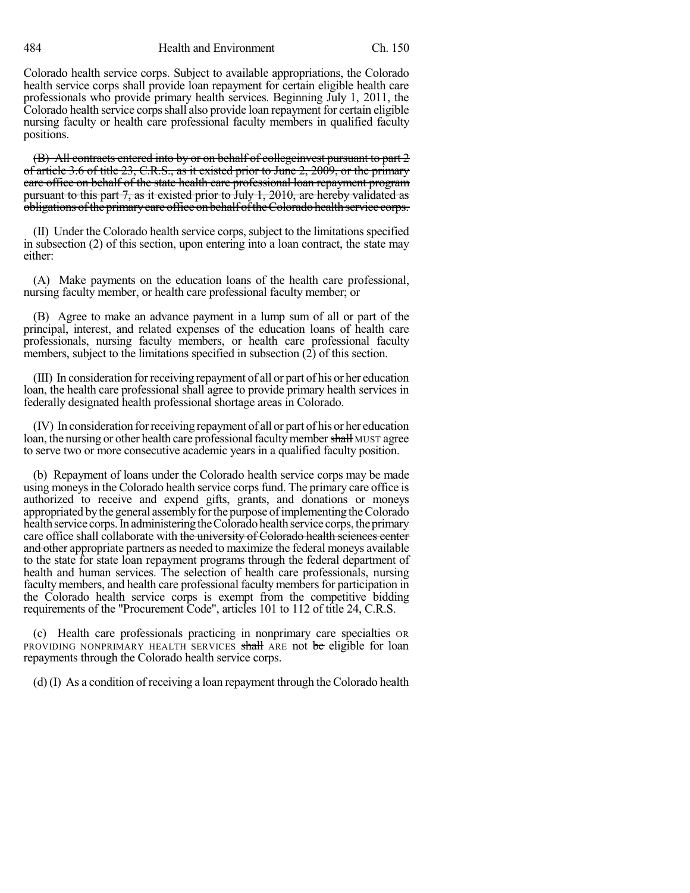Colorado health service corps. Subject to available appropriations, the Colorado health service corps shall provide loan repayment for certain eligible health care professionals who provide primary health services. Beginning July 1, 2011, the Colorado health service corps shall also provide loan repayment for certain eligible nursing faculty or health care professional faculty members in qualified faculty positions.

~~(B) All contracts entered into by or on behalf of collegeinvest pursuant to part 2 of article 3.6 of title 23, C.R.S., as it existed prior to June 2, 2009, or the primary care office on behalf of the state health care professional loan repayment program pursuant to this part 7, as it existed prior to July 1, 2010, are hereby validated as obligations of the primary care office on behalf of the Colorado health service corps.~~

(II) Under the Colorado health service corps, subject to the limitations specified in subsection (2) of this section, upon entering into a loan contract, the state may either:

(A) Make payments on the education loans of the health care professional, nursing faculty member, or health care professional faculty member; or

(B) Agree to make an advance payment in a lump sum of all or part of the principal, interest, and related expenses of the education loans of health care professionals, nursing faculty members, or health care professional faculty members, subject to the limitations specified in subsection (2) of this section.

(III) In consideration for receiving repayment of all or part of his or her education loan, the health care professional shall agree to provide primary health services in federally designated health professional shortage areas in Colorado.

(IV) In consideration for receiving repayment of all or part of his or her education loan, the nursing or other health care professional faculty member ~~shall~~ MUST agree to serve two or more consecutive academic years in a qualified faculty position.

(b) Repayment of loans under the Colorado health service corps may be made using moneys in the Colorado health service corps fund. The primary care office is authorized to receive and expend gifts, grants, and donations or moneys appropriated by the general assembly for the purpose of implementing the Colorado health service corps. In administering the Colorado health service corps, the primary care office shall collaborate with ~~the university of Colorado health sciences center and other~~ appropriate partners as needed to maximize the federal moneys available to the state for state loan repayment programs through the federal department of health and human services. The selection of health care professionals, nursing faculty members, and health care professional faculty members for participation in the Colorado health service corps is exempt from the competitive bidding requirements of the "Procurement Code", articles 101 to 112 of title 24, C.R.S.

(c) Health care professionals practicing in nonprimary care specialties OR PROVIDING NONPRIMARY HEALTH SERVICES ~~shall~~ ARE not ~~be~~ eligible for loan repayments through the Colorado health service corps.

(d) (I) As a condition of receiving a loan repayment through the Colorado health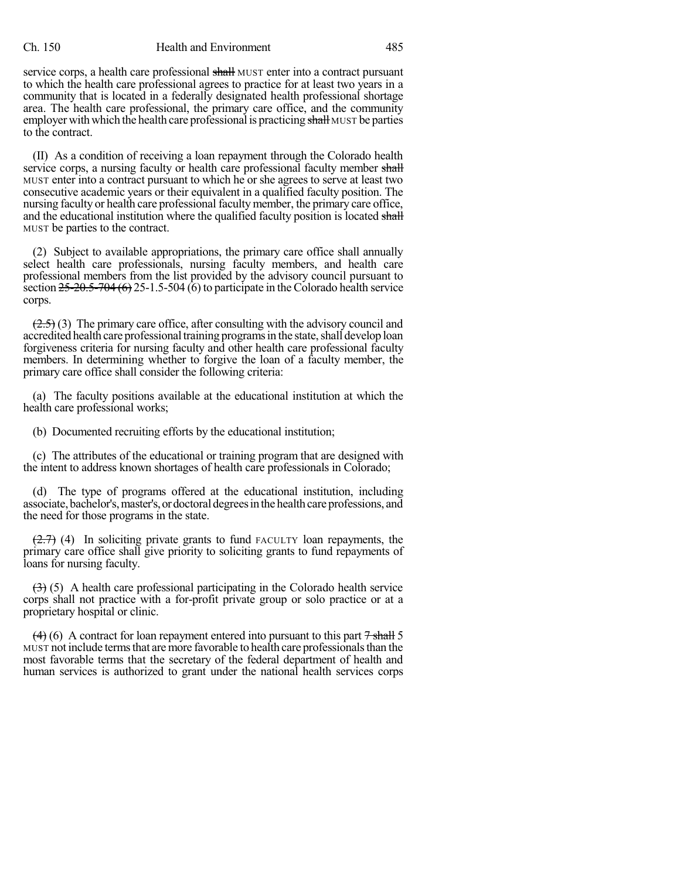service corps, a health care professional ~~shall~~ MUST enter into a contract pursuant to which the health care professional agrees to practice for at least two years in a community that is located in a federally designated health professional shortage area. The health care professional, the primary care office, and the community employer with which the health care professional is practicing ~~shall~~ MUST be parties to the contract.

(II) As a condition of receiving a loan repayment through the Colorado health service corps, a nursing faculty or health care professional faculty member ~~shall~~ MUST enter into a contract pursuant to which he or she agrees to serve at least two consecutive academic years or their equivalent in a qualified faculty position. The nursing faculty or health care professional faculty member, the primary care office, and the educational institution where the qualified faculty position is located ~~shall~~ MUST be parties to the contract.

(2) Subject to available appropriations, the primary care office shall annually select health care professionals, nursing faculty members, and health care professional members from the list provided by the advisory council pursuant to section ~~25-20.5-704 (6)~~ 25-1.5-504 (6) to participate in the Colorado health service corps.

~~(2.5)~~ (3) The primary care office, after consulting with the advisory council and accredited health care professional training programs in the state, shall develop loan forgiveness criteria for nursing faculty and other health care professional faculty members. In determining whether to forgive the loan of a faculty member, the primary care office shall consider the following criteria:

(a) The faculty positions available at the educational institution at which the health care professional works;

(b) Documented recruiting efforts by the educational institution;

(c) The attributes of the educational or training program that are designed with the intent to address known shortages of health care professionals in Colorado;

(d) The type of programs offered at the educational institution, including associate, bachelor's, master's, or doctoral degrees in the health care professions, and the need for those programs in the state.

~~(2.7)~~ (4) In soliciting private grants to fund FACULTY loan repayments, the primary care office shall give priority to soliciting grants to fund repayments of loans for nursing faculty.

~~(3)~~ (5) A health care professional participating in the Colorado health service corps shall not practice with a for-profit private group or solo practice or at a proprietary hospital or clinic.

~~(4)~~ (6) A contract for loan repayment entered into pursuant to this part ~~7 shall~~ 5 MUST not include terms that are more favorable to health care professionals than the most favorable terms that the secretary of the federal department of health and human services is authorized to grant under the national health services corps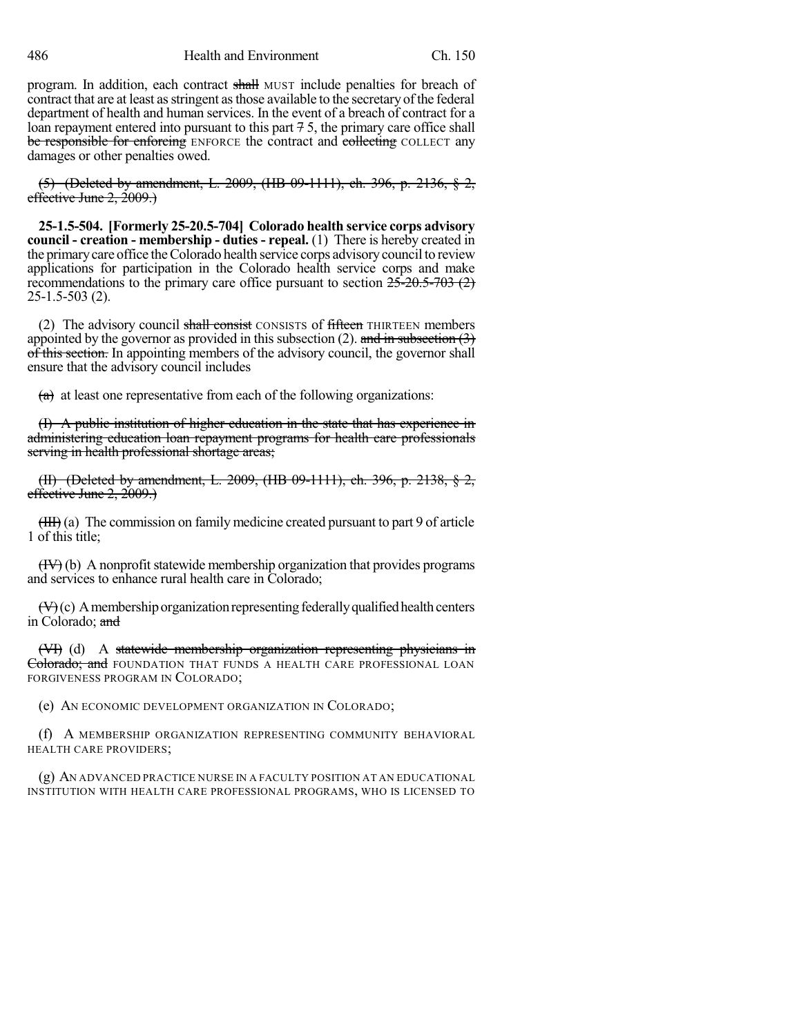program. In addition, each contract ~~shall~~ MUST include penalties for breach of contract that are at least as stringent as those available to the secretary of the federal department of health and human services. In the event of a breach of contract for a loan repayment entered into pursuant to this part ~~7~~ 5, the primary care office shall ~~be responsible for enforcing~~ ENFORCE the contract and ~~collecting~~ COLLECT any damages or other penalties owed.

~~(5) (Deleted by amendment, L. 2009, (HB 09-1111), ch. 396, p. 2136, § 2, effective June 2, 2009.)~~

**25-1.5-504. [Formerly 25-20.5-704] Colorado health service corps advisory council - creation - membership - duties - repeal.** (1) There is hereby created in the primary care office the Colorado health service corps advisory council to review applications for participation in the Colorado health service corps and make recommendations to the primary care office pursuant to section ~~25-20.5-703 (2)~~ 25-1.5-503 (2).

(2) The advisory council ~~shall consist~~ CONSISTS of ~~fifteen~~ THIRTEEN members appointed by the governor as provided in this subsection (2). ~~and in subsection (3) of this section.~~ In appointing members of the advisory council, the governor shall ensure that the advisory council includes

~~(a)~~ at least one representative from each of the following organizations:

~~(I) A public institution of higher education in the state that has experience in administering education loan repayment programs for health care professionals serving in health professional shortage areas;~~

~~(II) (Deleted by amendment, L. 2009, (HB 09-1111), ch. 396, p. 2138, § 2, effective June 2, 2009.)~~

~~(III)~~ (a) The commission on family medicine created pursuant to part 9 of article 1 of this title;

~~(IV)~~ (b) A nonprofit statewide membership organization that provides programs and services to enhance rural health care in Colorado;

~~(V)~~ (c) A membership organization representing federally qualified health centers in Colorado; ~~and~~

~~(VI)~~ (d) A ~~statewide membership organization representing physicians in Colorado; and~~ FOUNDATION THAT FUNDS A HEALTH CARE PROFESSIONAL LOAN FORGIVENESS PROGRAM IN COLORADO;

(e) AN ECONOMIC DEVELOPMENT ORGANIZATION IN COLORADO;

(f) A MEMBERSHIP ORGANIZATION REPRESENTING COMMUNITY BEHAVIORAL HEALTH CARE PROVIDERS;

(g) AN ADVANCED PRACTICE NURSE IN A FACULTY POSITION AT AN EDUCATIONAL INSTITUTION WITH HEALTH CARE PROFESSIONAL PROGRAMS, WHO IS LICENSED TO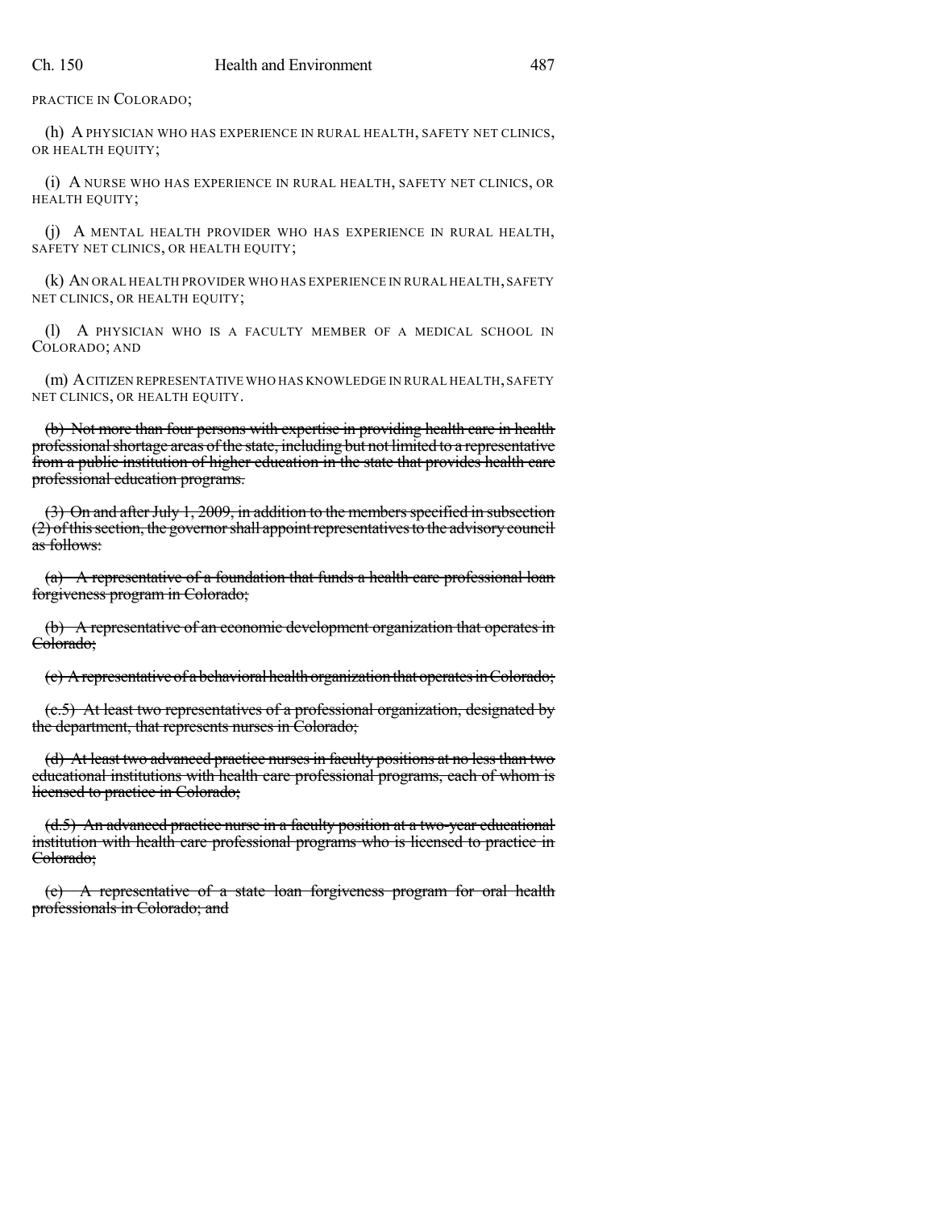PRACTICE IN COLORADO;

(h) A PHYSICIAN WHO HAS EXPERIENCE IN RURAL HEALTH, SAFETY NET CLINICS, OR HEALTH EQUITY;

(i) A NURSE WHO HAS EXPERIENCE IN RURAL HEALTH, SAFETY NET CLINICS, OR HEALTH EQUITY;

(j) A MENTAL HEALTH PROVIDER WHO HAS EXPERIENCE IN RURAL HEALTH, SAFETY NET CLINICS, OR HEALTH EQUITY;

(k) AN ORAL HEALTH PROVIDER WHO HAS EXPERIENCE IN RURAL HEALTH, SAFETY NET CLINICS, OR HEALTH EQUITY;

(l) A PHYSICIAN WHO IS A FACULTY MEMBER OF A MEDICAL SCHOOL IN COLORADO; AND

(m) A CITIZEN REPRESENTATIVE WHO HAS KNOWLEDGE IN RURAL HEALTH, SAFETY NET CLINICS, OR HEALTH EQUITY.

~~(b) Not more than four persons with expertise in providing health care in health professional shortage areas of the state, including but not limited to a representative from a public institution of higher education in the state that provides health care professional education programs.~~

~~(3) On and after July 1, 2009, in addition to the members specified in subsection (2) of this section, the governor shall appoint representatives to the advisory council as follows:~~

~~(a) A representative of a foundation that funds a health care professional loan forgiveness program in Colorado;~~

~~(b) A representative of an economic development organization that operates in Colorado;~~

~~(c) A representative of a behavioral health organization that operates in Colorado;~~

~~(c.5) At least two representatives of a professional organization, designated by the department, that represents nurses in Colorado;~~

~~(d) At least two advanced practice nurses in faculty positions at no less than two educational institutions with health care professional programs, each of whom is licensed to practice in Colorado;~~

~~(d.5) An advanced practice nurse in a faculty position at a two-year educational institution with health care professional programs who is licensed to practice in Colorado;~~

~~(e) A representative of a state loan forgiveness program for oral health professionals in Colorado; and~~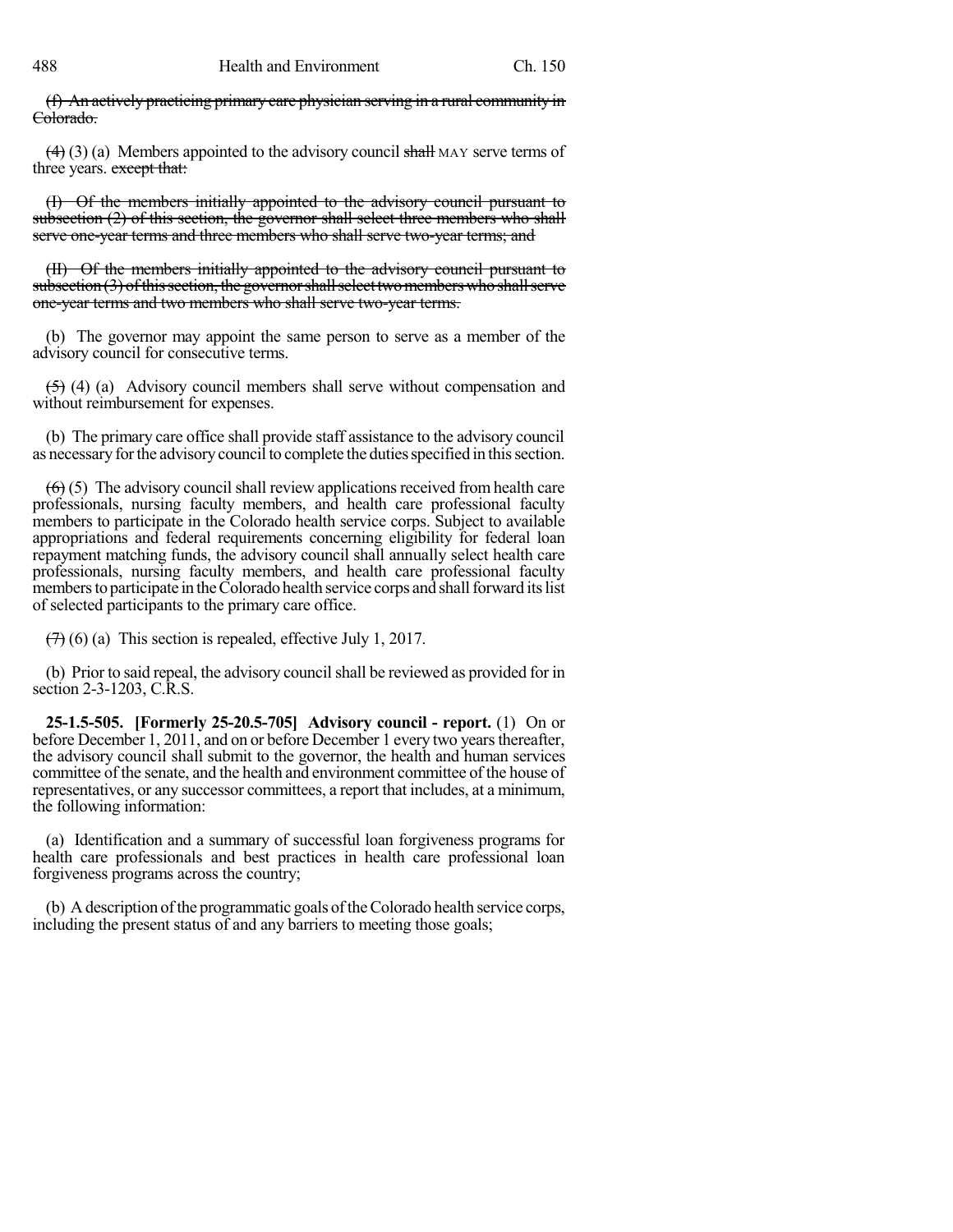(f) An actively practicing primary care physician serving in a rural community in Colorado.

(4) (3) (a) Members appointed to the advisory council shall MAY serve terms of three years. except that:

(I) Of the members initially appointed to the advisory council pursuant to subsection (2) of this section, the governor shall select three members who shall serve one-year terms and three members who shall serve two-year terms; and

(II) Of the members initially appointed to the advisory council pursuant to subsection (3) of this section, the governor shall select two members who shall serve one-year terms and two members who shall serve two-year terms.

(b) The governor may appoint the same person to serve as a member of the advisory council for consecutive terms.

(5) (4) (a) Advisory council members shall serve without compensation and without reimbursement for expenses.

(b) The primary care office shall provide staff assistance to the advisory council as necessary for the advisory council to complete the duties specified in this section.

(6) (5) The advisory council shall review applications received from health care professionals, nursing faculty members, and health care professional faculty members to participate in the Colorado health service corps. Subject to available appropriations and federal requirements concerning eligibility for federal loan repayment matching funds, the advisory council shall annually select health care professionals, nursing faculty members, and health care professional faculty members to participate in the Colorado health service corps and shall forward its list of selected participants to the primary care office.

(7) (6) (a) This section is repealed, effective July 1, 2017.

(b) Prior to said repeal, the advisory council shall be reviewed as provided for in section 2-3-1203, C.R.S.

**25-1.5-505. [Formerly 25-20.5-705] Advisory council - report.** (1) On or before December 1, 2011, and on or before December 1 every two years thereafter, the advisory council shall submit to the governor, the health and human services committee of the senate, and the health and environment committee of the house of representatives, or any successor committees, a report that includes, at a minimum, the following information:

(a) Identification and a summary of successful loan forgiveness programs for health care professionals and best practices in health care professional loan forgiveness programs across the country;

(b) A description of the programmatic goals of the Colorado health service corps, including the present status of and any barriers to meeting those goals;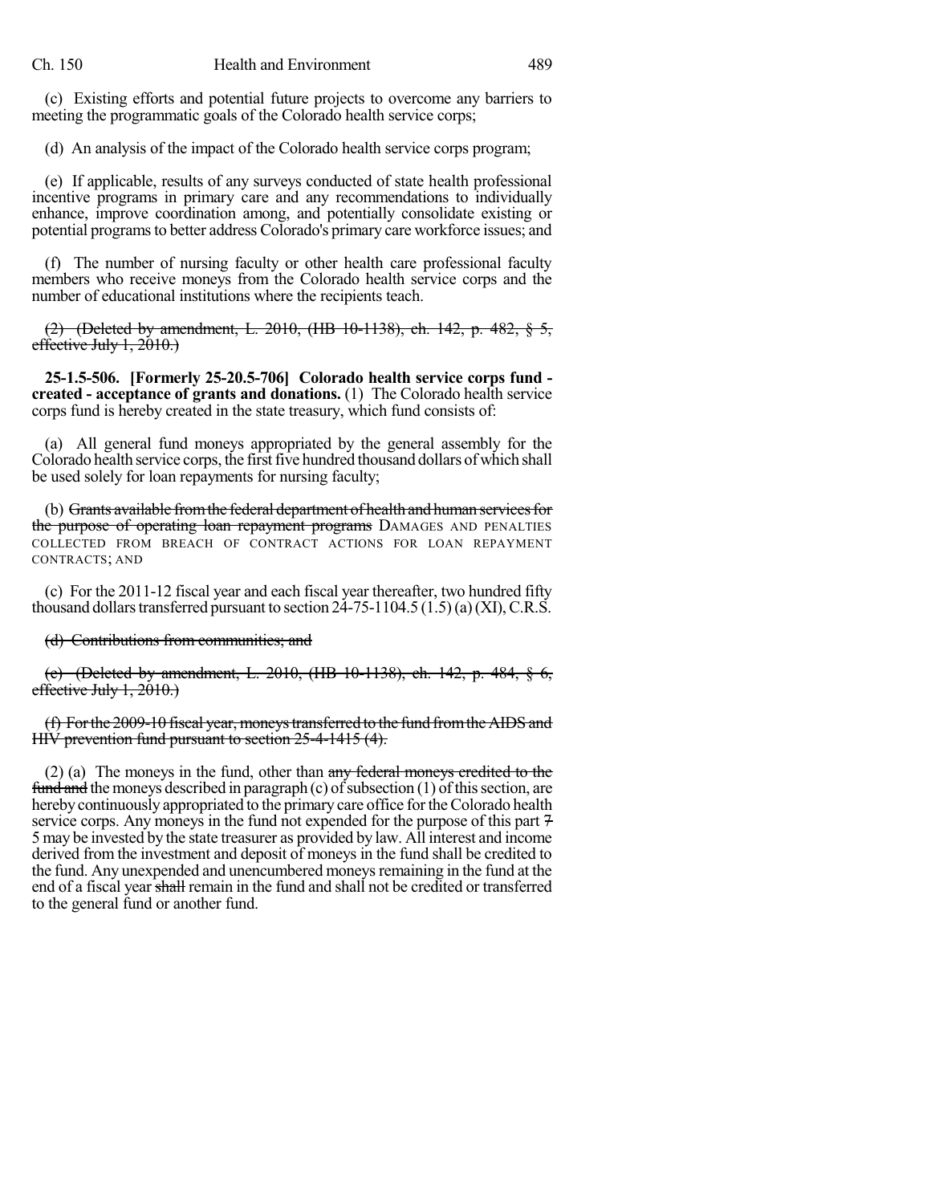(c) Existing efforts and potential future projects to overcome any barriers to meeting the programmatic goals of the Colorado health service corps;

(d) An analysis of the impact of the Colorado health service corps program;

(e) If applicable, results of any surveys conducted of state health professional incentive programs in primary care and any recommendations to individually enhance, improve coordination among, and potentially consolidate existing or potential programs to better address Colorado's primary care workforce issues; and

(f) The number of nursing faculty or other health care professional faculty members who receive moneys from the Colorado health service corps and the number of educational institutions where the recipients teach.

~~(2) (Deleted by amendment, L. 2010, (HB 10-1138), ch. 142, p. 482, § 5, effective July 1, 2010.)~~

**25-1.5-506. [Formerly 25-20.5-706] Colorado health service corps fund - created - acceptance of grants and donations.** (1) The Colorado health service corps fund is hereby created in the state treasury, which fund consists of:

(a) All general fund moneys appropriated by the general assembly for the Colorado health service corps, the first five hundred thousand dollars of which shall be used solely for loan repayments for nursing faculty;

(b) ~~Grants available from the federal department of health and human services for the purpose of operating loan repayment programs~~ DAMAGES AND PENALTIES COLLECTED FROM BREACH OF CONTRACT ACTIONS FOR LOAN REPAYMENT CONTRACTS; AND

(c) For the 2011-12 fiscal year and each fiscal year thereafter, two hundred fifty thousand dollars transferred pursuant to section 24-75-1104.5 (1.5) (a) (XI), C.R.S.

~~(d) Contributions from communities; and~~

~~(e) (Deleted by amendment, L. 2010, (HB 10-1138), ch. 142, p. 484, § 6, effective July 1, 2010.)~~

~~(f) For the 2009-10 fiscal year, moneys transferred to the fund from the AIDS and HIV prevention fund pursuant to section 25-4-1415 (4).~~

(2) (a) The moneys in the fund, other than ~~any federal moneys credited to the fund and~~ the moneys described in paragraph (c) of subsection (1) of this section, are hereby continuously appropriated to the primary care office for the Colorado health service corps. Any moneys in the fund not expended for the purpose of this part ~~7~~ 5 may be invested by the state treasurer as provided by law. All interest and income derived from the investment and deposit of moneys in the fund shall be credited to the fund. Any unexpended and unencumbered moneys remaining in the fund at the end of a fiscal year ~~shall~~ remain in the fund and shall not be credited or transferred to the general fund or another fund.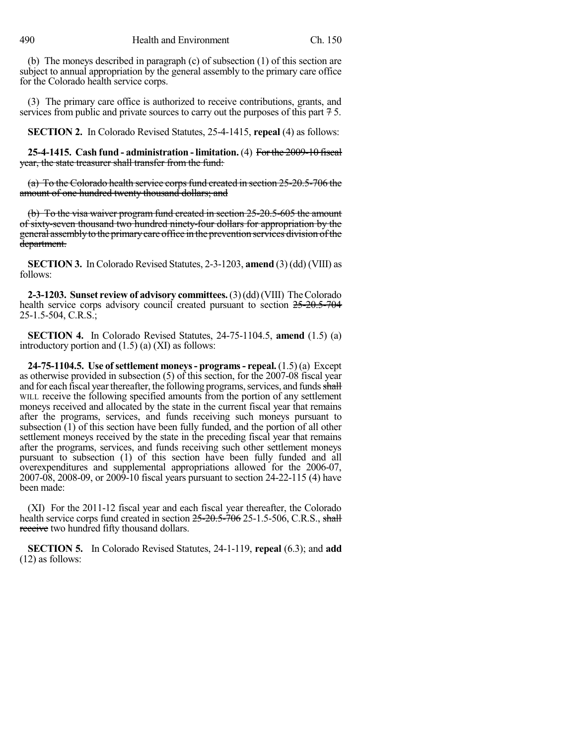(b) The moneys described in paragraph (c) of subsection (1) of this section are subject to annual appropriation by the general assembly to the primary care office for the Colorado health service corps.

(3) The primary care office is authorized to receive contributions, grants, and services from public and private sources to carry out the purposes of this part ~~7~~ 5.

**SECTION 2.** In Colorado Revised Statutes, 25-4-1415, **repeal** (4) as follows:

**25-4-1415. Cash fund - administration - limitation.** (4) ~~For the 2009-10 fiscal year, the state treasurer shall transfer from the fund:~~

~~(a) To the Colorado health service corps fund created in section 25-20.5-706 the amount of one hundred twenty thousand dollars; and~~

~~(b) To the visa waiver program fund created in section 25-20.5-605 the amount of sixty-seven thousand two hundred ninety-four dollars for appropriation by the general assembly to the primary care office in the prevention services division of the department.~~

**SECTION 3.** In Colorado Revised Statutes, 2-3-1203, **amend** (3) (dd) (VIII) as follows:

**2-3-1203. Sunset review of advisory committees.** (3) (dd) (VIII) The Colorado health service corps advisory council created pursuant to section ~~25-20.5-704~~ 25-1.5-504, C.R.S.;

**SECTION 4.** In Colorado Revised Statutes, 24-75-1104.5, **amend** (1.5) (a) introductory portion and (1.5) (a) (XI) as follows:

**24-75-1104.5. Use of settlement moneys - programs - repeal.** (1.5) (a) Except as otherwise provided in subsection (5) of this section, for the 2007-08 fiscal year and for each fiscal year thereafter, the following programs, services, and funds ~~shall~~ WILL receive the following specified amounts from the portion of any settlement moneys received and allocated by the state in the current fiscal year that remains after the programs, services, and funds receiving such moneys pursuant to subsection (1) of this section have been fully funded, and the portion of all other settlement moneys received by the state in the preceding fiscal year that remains after the programs, services, and funds receiving such other settlement moneys pursuant to subsection (1) of this section have been fully funded and all overexpenditures and supplemental appropriations allowed for the 2006-07, 2007-08, 2008-09, or 2009-10 fiscal years pursuant to section 24-22-115 (4) have been made:

(XI) For the 2011-12 fiscal year and each fiscal year thereafter, the Colorado health service corps fund created in section ~~25-20.5-706~~ 25-1.5-506, C.R.S., ~~shall receive~~ two hundred fifty thousand dollars.

**SECTION 5.** In Colorado Revised Statutes, 24-1-119, **repeal** (6.3); and **add** (12) as follows: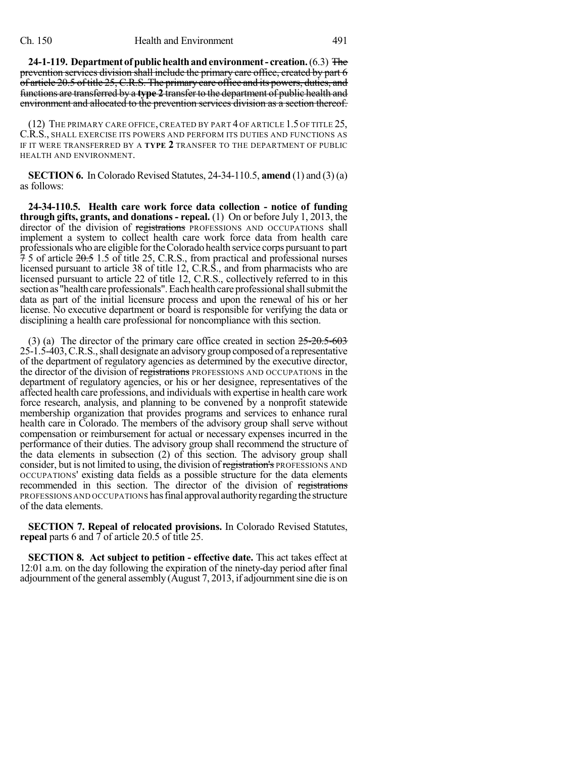**24-1-119. Department of public health and environment - creation.** (6.3) ~~The prevention services division shall include the primary care office, created by part 6 of article 20.5 of title 25, C.R.S. The primary care office and its powers, duties, and functions are transferred by a **type 2** transfer to the department of public health and environment and allocated to the prevention services division as a section thereof.~~

(12) THE PRIMARY CARE OFFICE, CREATED BY PART 4 OF ARTICLE 1.5 OF TITLE 25, C.R.S., SHALL EXERCISE ITS POWERS AND PERFORM ITS DUTIES AND FUNCTIONS AS IF IT WERE TRANSFERRED BY A **TYPE 2** TRANSFER TO THE DEPARTMENT OF PUBLIC HEALTH AND ENVIRONMENT.

**SECTION 6.** In Colorado Revised Statutes, 24-34-110.5, **amend** (1) and (3) (a) as follows:

**24-34-110.5. Health care work force data collection - notice of funding through gifts, grants, and donations - repeal.** (1) On or before July 1, 2013, the director of the division of ~~registrations~~ PROFESSIONS AND OCCUPATIONS shall implement a system to collect health care work force data from health care professionals who are eligible for the Colorado health service corps pursuant to part ~~7~~ 5 of article ~~20.5~~ 1.5 of title 25, C.R.S., from practical and professional nurses licensed pursuant to article 38 of title 12, C.R.S., and from pharmacists who are licensed pursuant to article 22 of title 12, C.R.S., collectively referred to in this section as "health care professionals". Each health care professional shall submit the data as part of the initial licensure process and upon the renewal of his or her license. No executive department or board is responsible for verifying the data or disciplining a health care professional for noncompliance with this section.

(3) (a) The director of the primary care office created in section ~~25-20.5-603~~ 25-1.5-403, C.R.S., shall designate an advisory group composed of a representative of the department of regulatory agencies as determined by the executive director, the director of the division of ~~registrations~~ PROFESSIONS AND OCCUPATIONS in the department of regulatory agencies, or his or her designee, representatives of the affected health care professions, and individuals with expertise in health care work force research, analysis, and planning to be convened by a nonprofit statewide membership organization that provides programs and services to enhance rural health care in Colorado. The members of the advisory group shall serve without compensation or reimbursement for actual or necessary expenses incurred in the performance of their duties. The advisory group shall recommend the structure of the data elements in subsection (2) of this section. The advisory group shall consider, but is not limited to using, the division of ~~registration's~~ PROFESSIONS AND OCCUPATIONS' existing data fields as a possible structure for the data elements recommended in this section. The director of the division of ~~registrations~~ PROFESSIONS AND OCCUPATIONS has final approval authority regarding the structure of the data elements.

**SECTION 7. Repeal of relocated provisions.** In Colorado Revised Statutes, **repeal** parts 6 and 7 of article 20.5 of title 25.

**SECTION 8. Act subject to petition - effective date.** This act takes effect at 12:01 a.m. on the day following the expiration of the ninety-day period after final adjournment of the general assembly (August 7, 2013, if adjournment sine die is on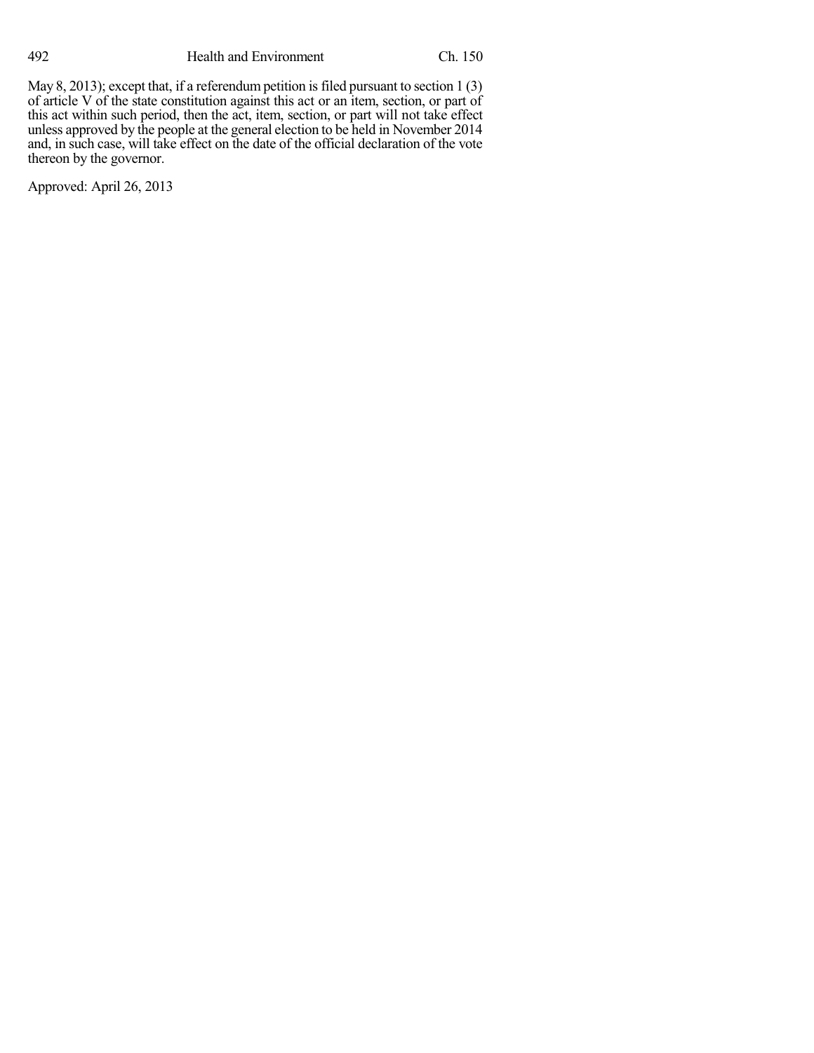May 8, 2013); except that, if a referendum petition is filed pursuant to section 1 (3) of article V of the state constitution against this act or an item, section, or part of this act within such period, then the act, item, section, or part will not take effect unless approved by the people at the general election to be held in November 2014 and, in such case, will take effect on the date of the official declaration of the vote thereon by the governor.

Approved: April 26, 2013